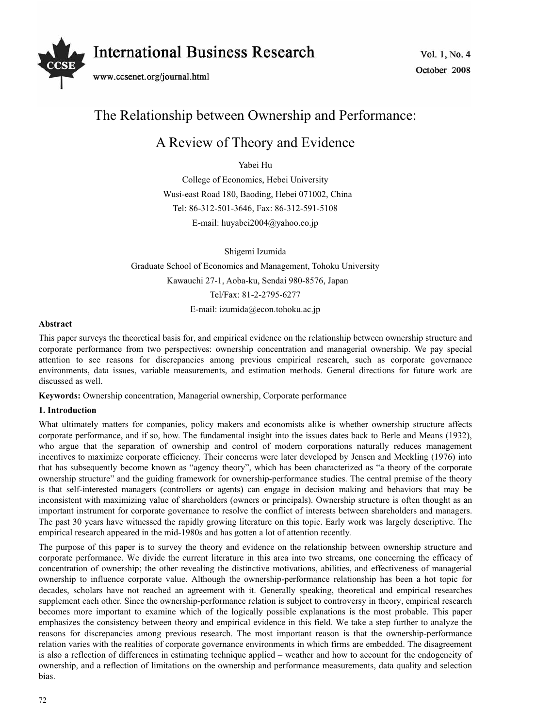# The Relationship between Ownership and Performance: A Review of Theory and Evidence

Yabei Hu

College of Economics, Hebei University

Wusi-east Road 180, Baoding, Hebei 071002, China

Tel: 86-312-501-3646, Fax: 86-312-591-5108

E-mail: huyabei2004@yahoo.co.jp

Shigemi Izumida

Graduate School of Economics and Management, Tohoku University

Kawauchi 27-1, Aoba-ku, Sendai 980-8576, Japan

Tel/Fax: 81-2-2795-6277

E-mail: izumida@econ.tohoku.ac.jp

**Abstract**

This paper surveys the theoretical basis for, and empirical evidence on the relationship between ownership structure and corporate performance from two perspectives: ownership concentration and managerial ownership. We pay special attention to see reasons for discrepancies among previous empirical research, such as corporate governance environments, data issues, variable measurements, and estimation methods. General directions for future work are discussed as well.

**Keywords:** Ownership concentration, Managerial ownership, Corporate performance

## 1. Introduction

What ultimately matters for companies, policy makers and economists alike is whether ownership structure affects corporate performance, and if so, how. The fundamental insight into the issues dates back to Berle and Means (1932), who argue that the separation of ownership and control of modern corporations naturally reduces management incentives to maximize corporate efficiency. Their concerns were later developed by Jensen and Meckling (1976) into that has subsequently become known as "agency theory", which has been characterized as "a theory of the corporate ownership structure" and the guiding framework for ownership-performance studies. The central premise of the theory is that self-interested managers (controllers or agents) can engage in decision making and behaviors that may be inconsistent with maximizing value of shareholders (owners or principals). Ownership structure is often thought as an important instrument for corporate governance to resolve the conflict of interests between shareholders and managers. The past 30 years have witnessed the rapidly growing literature on this topic. Early work was largely descriptive. The empirical research appeared in the mid-1980s and has gotten a lot of attention recently.

The purpose of this paper is to survey the theory and evidence on the relationship between ownership structure and corporate performance. We divide the current literature in this area into two streams, one concerning the efficacy of concentration of ownership; the other revealing the distinctive motivations, abilities, and effectiveness of managerial ownership to influence corporate value. Although the ownership-performance relationship has been a hot topic for decades, scholars have not reached an agreement with it. Generally speaking, theoretical and empirical researches supplement each other. Since the ownership-performance relation is subject to controversy in theory, empirical research becomes more important to examine which of the logically possible explanations is the most probable. This paper emphasizes the consistency between theory and empirical evidence in this field. We take a step further to analyze the reasons for discrepancies among previous research. The most important reason is that the ownership-performance relation varies with the realities of corporate governance environments in which firms are embedded. The disagreement is also a reflection of differences in estimating technique applied – weather and how to account for the endogeneity of ownership, and a reflection of limitations on the ownership and performance measurements, data quality and selection bias.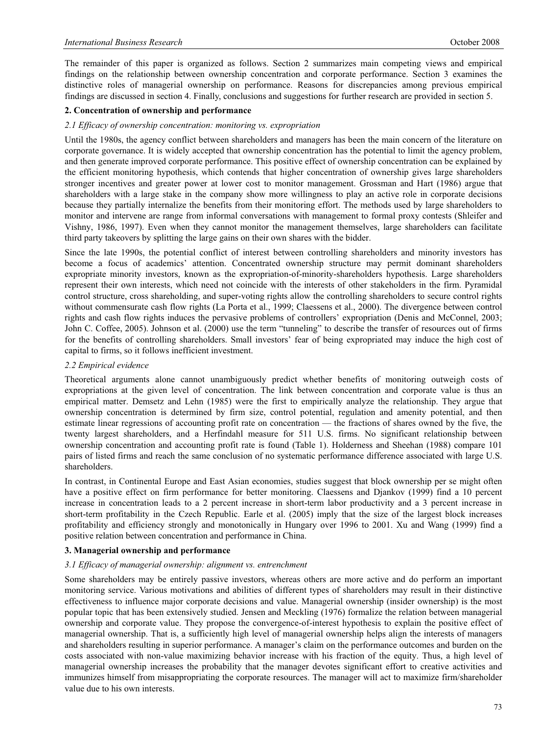The remainder of this paper is organized as follows. Section 2 summarizes main competing views and empirical findings on the relationship between ownership concentration and corporate performance. Section 3 examines the distinctive roles of managerial ownership on performance. Reasons for discrepancies among previous empirical findings are discussed in section 4. Finally, conclusions and suggestions for further research are provided in section 5.

## 2. Concentration of ownership and performance

### *2.1 Efficacy of ownership concentration: monitoring vs. expropriation*

Until the 1980s, the agency conflict between shareholders and managers has been the main concern of the literature on corporate governance. It is widely accepted that ownership concentration has the potential to limit the agency problem, and then generate improved corporate performance. This positive effect of ownership concentration can be explained by the efficient monitoring hypothesis, which contends that higher concentration of ownership gives large shareholders stronger incentives and greater power at lower cost to monitor management. Grossman and Hart (1986) argue that shareholders with a large stake in the company show more willingness to play an active role in corporate decisions because they partially internalize the benefits from their monitoring effort. The methods used by large shareholders to monitor and intervene are range from informal conversations with management to formal proxy contests (Shleifer and Vishny, 1986, 1997). Even when they cannot monitor the management themselves, large shareholders can facilitate third party takeovers by splitting the large gains on their own shares with the bidder.

Since the late 1990s, the potential conflict of interest between controlling shareholders and minority investors has become a focus of academics' attention. Concentrated ownership structure may permit dominant shareholders expropriate minority investors, known as the expropriation-of-minority-shareholders hypothesis. Large shareholders represent their own interests, which need not coincide with the interests of other stakeholders in the firm. Pyramidal control structure, cross shareholding, and super-voting rights allow the controlling shareholders to secure control rights without commensurate cash flow rights (La Porta et al., 1999; Claessens et al., 2000). The divergence between control rights and cash flow rights induces the pervasive problems of controllers' expropriation (Denis and McConnel, 2003; John C. Coffee, 2005). Johnson et al. (2000) use the term "tunneling" to describe the transfer of resources out of firms for the benefits of controlling shareholders. Small investors' fear of being expropriated may induce the high cost of capital to firms, so it follows inefficient investment.

### *2.2 Empirical evidence*

Theoretical arguments alone cannot unambiguously predict whether benefits of monitoring outweigh costs of expropriations at the given level of concentration. The link between concentration and corporate value is thus an empirical matter. Demsetz and Lehn (1985) were the first to empirically analyze the relationship. They argue that ownership concentration is determined by firm size, control potential, regulation and amenity potential, and then estimate linear regressions of accounting profit rate on concentration — the fractions of shares owned by the five, the twenty largest shareholders, and a Herfindahl measure for 511 U.S. firms. No significant relationship between ownership concentration and accounting profit rate is found (Table 1). Holderness and Sheehan (1988) compare 101 pairs of listed firms and reach the same conclusion of no systematic performance difference associated with large U.S. shareholders.

In contrast, in Continental Europe and East Asian economies, studies suggest that block ownership per se might often have a positive effect on firm performance for better monitoring. Claessens and Djankov (1999) find a 10 percent increase in concentration leads to a 2 percent increase in short-term labor productivity and a 3 percent increase in short-term profitability in the Czech Republic. Earle et al. (2005) imply that the size of the largest block increases profitability and efficiency strongly and monotonically in Hungary over 1996 to 2001. Xu and Wang (1999) find a positive relation between concentration and performance in China.

## 3. Managerial ownership and performance

### *3.1 Efficacy of managerial ownership: alignment vs. entrenchment*

Some shareholders may be entirely passive investors, whereas others are more active and do perform an important monitoring service. Various motivations and abilities of different types of shareholders may result in their distinctive effectiveness to influence major corporate decisions and value. Managerial ownership (insider ownership) is the most popular topic that has been extensively studied. Jensen and Meckling (1976) formalize the relation between managerial ownership and corporate value. They propose the convergence-of-interest hypothesis to explain the positive effect of managerial ownership. That is, a sufficiently high level of managerial ownership helps align the interests of managers and shareholders resulting in superior performance. A manager's claim on the performance outcomes and burden on the costs associated with non-value maximizing behavior increase with his fraction of the equity. Thus, a high level of managerial ownership increases the probability that the manager devotes significant effort to creative activities and immunizes himself from misappropriating the corporate resources. The manager will act to maximize firm/shareholder value due to his own interests.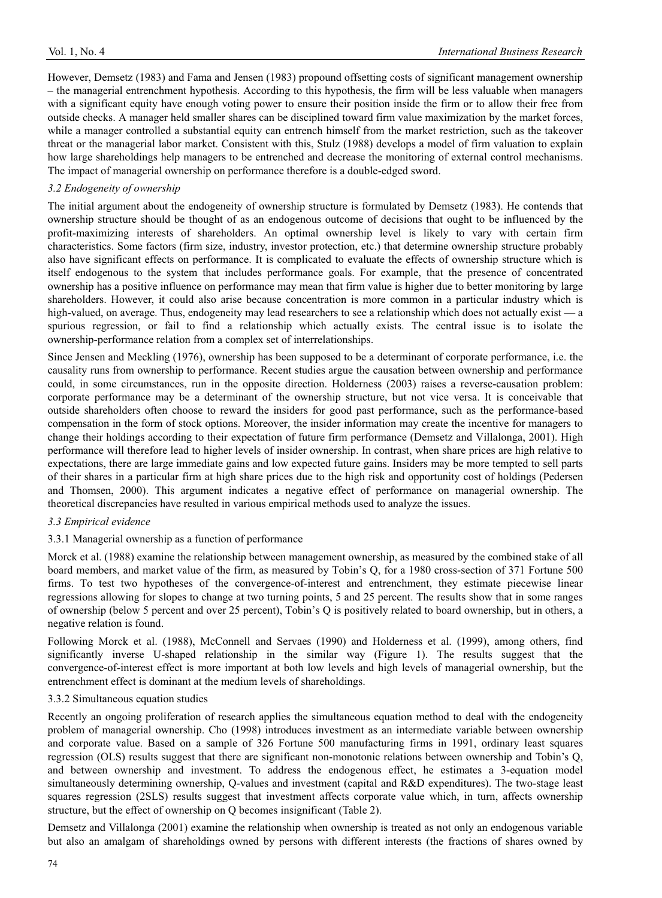However, Demsetz (1983) and Fama and Jensen (1983) propound offsetting costs of significant management ownership – the managerial entrenchment hypothesis. According to this hypothesis, the firm will be less valuable when managers with a significant equity have enough voting power to ensure their position inside the firm or to allow their free from outside checks. A manager held smaller shares can be disciplined toward firm value maximization by the market forces, while a manager controlled a substantial equity can entrench himself from the market restriction, such as the takeover threat or the managerial labor market. Consistent with this, Stulz (1988) develops a model of firm valuation to explain how large shareholdings help managers to be entrenched and decrease the monitoring of external control mechanisms. The impact of managerial ownership on performance therefore is a double-edged sword.

### *3.2 Endogeneity of ownership*

The initial argument about the endogeneity of ownership structure is formulated by Demsetz (1983). He contends that ownership structure should be thought of as an endogenous outcome of decisions that ought to be influenced by the profit-maximizing interests of shareholders. An optimal ownership level is likely to vary with certain firm characteristics. Some factors (firm size, industry, investor protection, etc.) that determine ownership structure probably also have significant effects on performance. It is complicated to evaluate the effects of ownership structure which is itself endogenous to the system that includes performance goals. For example, that the presence of concentrated ownership has a positive influence on performance may mean that firm value is higher due to better monitoring by large shareholders. However, it could also arise because concentration is more common in a particular industry which is high-valued, on average. Thus, endogeneity may lead researchers to see a relationship which does not actually exist — a spurious regression, or fail to find a relationship which actually exists. The central issue is to isolate the ownership-performance relation from a complex set of interrelationships.

Since Jensen and Meckling (1976), ownership has been supposed to be a determinant of corporate performance, i.e. the causality runs from ownership to performance. Recent studies argue the causation between ownership and performance could, in some circumstances, run in the opposite direction. Holderness (2003) raises a reverse-causation problem: corporate performance may be a determinant of the ownership structure, but not vice versa. It is conceivable that outside shareholders often choose to reward the insiders for good past performance, such as the performance-based compensation in the form of stock options. Moreover, the insider information may create the incentive for managers to change their holdings according to their expectation of future firm performance (Demsetz and Villalonga, 2001). High performance will therefore lead to higher levels of insider ownership. In contrast, when share prices are high relative to expectations, there are large immediate gains and low expected future gains. Insiders may be more tempted to sell parts of their shares in a particular firm at high share prices due to the high risk and opportunity cost of holdings (Pedersen and Thomsen, 2000). This argument indicates a negative effect of performance on managerial ownership. The theoretical discrepancies have resulted in various empirical methods used to analyze the issues.

### *3.3 Empirical evidence*

#### 3.3.1 Managerial ownership as a function of performance

Morck et al. (1988) examine the relationship between management ownership, as measured by the combined stake of all board members, and market value of the firm, as measured by Tobin's Q, for a 1980 cross-section of 371 Fortune 500 firms. To test two hypotheses of the convergence-of-interest and entrenchment, they estimate piecewise linear regressions allowing for slopes to change at two turning points, 5 and 25 percent. The results show that in some ranges of ownership (below 5 percent and over 25 percent), Tobin's Q is positively related to board ownership, but in others, a negative relation is found.

Following Morck et al. (1988), McConnell and Servaes (1990) and Holderness et al. (1999), among others, find significantly inverse U-shaped relationship in the similar way (Figure 1). The results suggest that the convergence-of-interest effect is more important at both low levels and high levels of managerial ownership, but the entrenchment effect is dominant at the medium levels of shareholdings.

#### 3.3.2 Simultaneous equation studies

Recently an ongoing proliferation of research applies the simultaneous equation method to deal with the endogeneity problem of managerial ownership. Cho (1998) introduces investment as an intermediate variable between ownership and corporate value. Based on a sample of 326 Fortune 500 manufacturing firms in 1991, ordinary least squares regression (OLS) results suggest that there are significant non-monotonic relations between ownership and Tobin's Q, and between ownership and investment. To address the endogenous effect, he estimates a 3-equation model simultaneously determining ownership, Q-values and investment (capital and R&D expenditures). The two-stage least squares regression (2SLS) results suggest that investment affects corporate value which, in turn, affects ownership structure, but the effect of ownership on Q becomes insignificant (Table 2).

Demsetz and Villalonga (2001) examine the relationship when ownership is treated as not only an endogenous variable but also an amalgam of shareholdings owned by persons with different interests (the fractions of shares owned by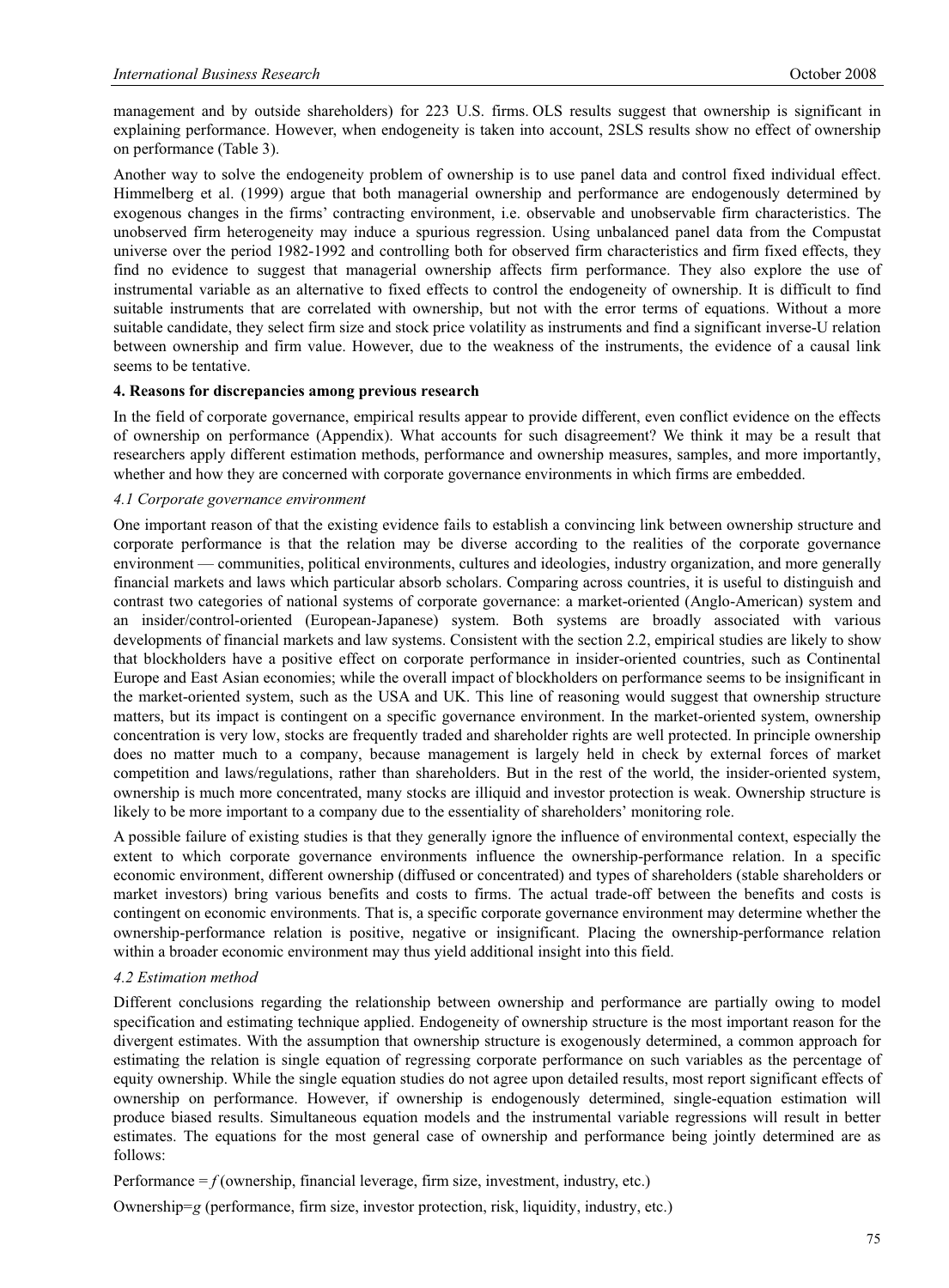management and by outside shareholders) for 223 U.S. firms. OLS results suggest that ownership is significant in explaining performance. However, when endogeneity is taken into account, 2SLS results show no effect of ownership on performance (Table 3).

Another way to solve the endogeneity problem of ownership is to use panel data and control fixed individual effect. Himmelberg et al. (1999) argue that both managerial ownership and performance are endogenously determined by exogenous changes in the firms' contracting environment, i.e. observable and unobservable firm characteristics. The unobserved firm heterogeneity may induce a spurious regression. Using unbalanced panel data from the Compustat universe over the period 1982-1992 and controlling both for observed firm characteristics and firm fixed effects, they find no evidence to suggest that managerial ownership affects firm performance. They also explore the use of instrumental variable as an alternative to fixed effects to control the endogeneity of ownership. It is difficult to find suitable instruments that are correlated with ownership, but not with the error terms of equations. Without a more suitable candidate, they select firm size and stock price volatility as instruments and find a significant inverse-U relation between ownership and firm value. However, due to the weakness of the instruments, the evidence of a causal link seems to be tentative.

**4. Reasons for discrepancies among previous research**

In the field of corporate governance, empirical results appear to provide different, even conflict evidence on the effects of ownership on performance (Appendix). What accounts for such disagreement? We think it may be a result that researchers apply different estimation methods, performance and ownership measures, samples, and more importantly, whether and how they are concerned with corporate governance environments in which firms are embedded.

*4.1 Corporate governance environment*

One important reason of that the existing evidence fails to establish a convincing link between ownership structure and corporate performance is that the relation may be diverse according to the realities of the corporate governance environment — communities, political environments, cultures and ideologies, industry organization, and more generally financial markets and laws which particular absorb scholars. Comparing across countries, it is useful to distinguish and contrast two categories of national systems of corporate governance: a market-oriented (Anglo-American) system and an insider/control-oriented (European-Japanese) system. Both systems are broadly associated with various developments of financial markets and law systems. Consistent with the section 2.2, empirical studies are likely to show that blockholders have a positive effect on corporate performance in insider-oriented countries, such as Continental Europe and East Asian economies; while the overall impact of blockholders on performance seems to be insignificant in the market-oriented system, such as the USA and UK. This line of reasoning would suggest that ownership structure matters, but its impact is contingent on a specific governance environment. In the market-oriented system, ownership concentration is very low, stocks are frequently traded and shareholder rights are well protected. In principle ownership does no matter much to a company, because management is largely held in check by external forces of market competition and laws/regulations, rather than shareholders. But in the rest of the world, the insider-oriented system, ownership is much more concentrated, many stocks are illiquid and investor protection is weak. Ownership structure is likely to be more important to a company due to the essentiality of shareholders' monitoring role.

A possible failure of existing studies is that they generally ignore the influence of environmental context, especially the extent to which corporate governance environments influence the ownership-performance relation. In a specific economic environment, different ownership (diffused or concentrated) and types of shareholders (stable shareholders or market investors) bring various benefits and costs to firms. The actual trade-off between the benefits and costs is contingent on economic environments. That is, a specific corporate governance environment may determine whether the ownership-performance relation is positive, negative or insignificant. Placing the ownership-performance relation within a broader economic environment may thus yield additional insight into this field.

*4.2 Estimation method*

Different conclusions regarding the relationship between ownership and performance are partially owing to model specification and estimating technique applied. Endogeneity of ownership structure is the most important reason for the divergent estimates. With the assumption that ownership structure is exogenously determined, a common approach for estimating the relation is single equation of regressing corporate performance on such variables as the percentage of equity ownership. While the single equation studies do not agree upon detailed results, most report significant effects of ownership on performance. However, if ownership is endogenously determined, single-equation estimation will produce biased results. Simultaneous equation models and the instrumental variable regressions will result in better estimates. The equations for the most general case of ownership and performance being jointly determined are as follows:

Performance = $f$ (ownership, financial leverage, firm size, investment, industry, etc.)

Ownership= $g$ (performance, firm size, investor protection, risk, liquidity, industry, etc.)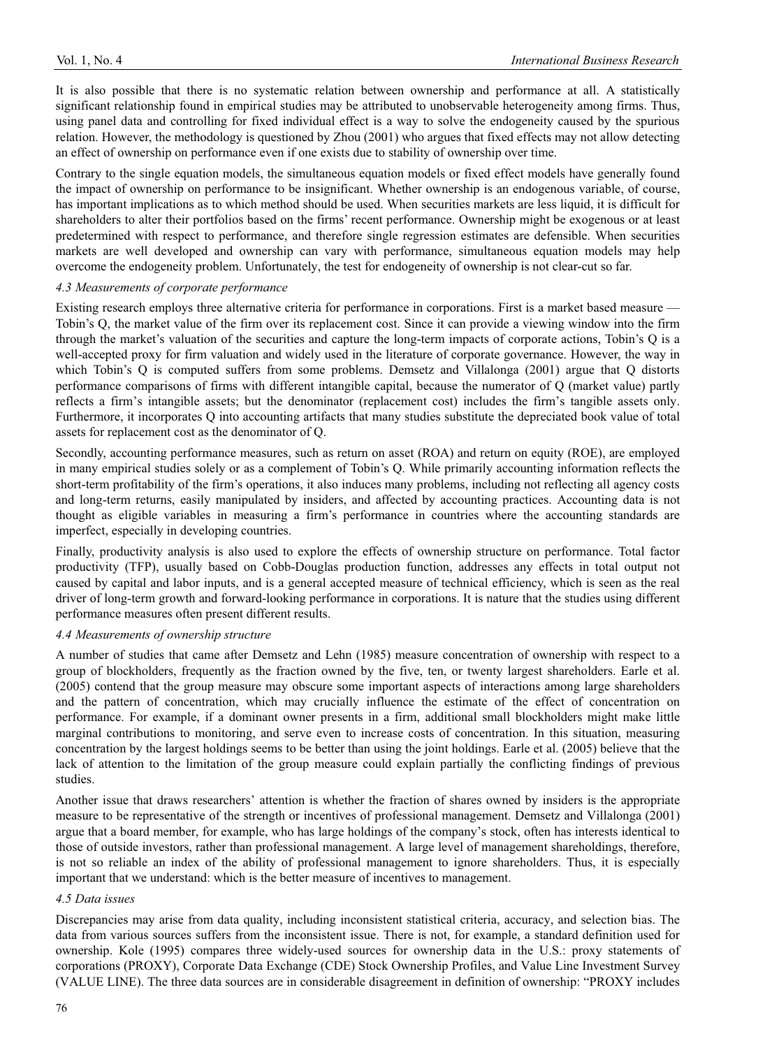It is also possible that there is no systematic relation between ownership and performance at all. A statistically significant relationship found in empirical studies may be attributed to unobservable heterogeneity among firms. Thus, using panel data and controlling for fixed individual effect is a way to solve the endogeneity caused by the spurious relation. However, the methodology is questioned by Zhou (2001) who argues that fixed effects may not allow detecting an effect of ownership on performance even if one exists due to stability of ownership over time.

Contrary to the single equation models, the simultaneous equation models or fixed effect models have generally found the impact of ownership on performance to be insignificant. Whether ownership is an endogenous variable, of course, has important implications as to which method should be used. When securities markets are less liquid, it is difficult for shareholders to alter their portfolios based on the firms' recent performance. Ownership might be exogenous or at least predetermined with respect to performance, and therefore single regression estimates are defensible. When securities markets are well developed and ownership can vary with performance, simultaneous equation models may help overcome the endogeneity problem. Unfortunately, the test for endogeneity of ownership is not clear-cut so far.

### *4.3 Measurements of corporate performance*

Existing research employs three alternative criteria for performance in corporations. First is a market based measure — Tobin's Q, the market value of the firm over its replacement cost. Since it can provide a viewing window into the firm through the market's valuation of the securities and capture the long-term impacts of corporate actions, Tobin's Q is a well-accepted proxy for firm valuation and widely used in the literature of corporate governance. However, the way in which Tobin's Q is computed suffers from some problems. Demsetz and Villalonga (2001) argue that Q distorts performance comparisons of firms with different intangible capital, because the numerator of Q (market value) partly reflects a firm's intangible assets; but the denominator (replacement cost) includes the firm's tangible assets only. Furthermore, it incorporates Q into accounting artifacts that many studies substitute the depreciated book value of total assets for replacement cost as the denominator of Q.

Secondly, accounting performance measures, such as return on asset (ROA) and return on equity (ROE), are employed in many empirical studies solely or as a complement of Tobin's Q. While primarily accounting information reflects the short-term profitability of the firm's operations, it also induces many problems, including not reflecting all agency costs and long-term returns, easily manipulated by insiders, and affected by accounting practices. Accounting data is not thought as eligible variables in measuring a firm's performance in countries where the accounting standards are imperfect, especially in developing countries.

Finally, productivity analysis is also used to explore the effects of ownership structure on performance. Total factor productivity (TFP), usually based on Cobb-Douglas production function, addresses any effects in total output not caused by capital and labor inputs, and is a general accepted measure of technical efficiency, which is seen as the real driver of long-term growth and forward-looking performance in corporations. It is nature that the studies using different performance measures often present different results.

### *4.4 Measurements of ownership structure*

A number of studies that came after Demsetz and Lehn (1985) measure concentration of ownership with respect to a group of blockholders, frequently as the fraction owned by the five, ten, or twenty largest shareholders. Earle et al. (2005) contend that the group measure may obscure some important aspects of interactions among large shareholders and the pattern of concentration, which may crucially influence the estimate of the effect of concentration on performance. For example, if a dominant owner presents in a firm, additional small blockholders might make little marginal contributions to monitoring, and serve even to increase costs of concentration. In this situation, measuring concentration by the largest holdings seems to be better than using the joint holdings. Earle et al. (2005) believe that the lack of attention to the limitation of the group measure could explain partially the conflicting findings of previous studies.

Another issue that draws researchers' attention is whether the fraction of shares owned by insiders is the appropriate measure to be representative of the strength or incentives of professional management. Demsetz and Villalonga (2001) argue that a board member, for example, who has large holdings of the company's stock, often has interests identical to those of outside investors, rather than professional management. A large level of management shareholdings, therefore, is not so reliable an index of the ability of professional management to ignore shareholders. Thus, it is especially important that we understand: which is the better measure of incentives to management.

### *4.5 Data issues*

Discrepancies may arise from data quality, including inconsistent statistical criteria, accuracy, and selection bias. The data from various sources suffers from the inconsistent issue. There is not, for example, a standard definition used for ownership. Kole (1995) compares three widely-used sources for ownership data in the U.S.: proxy statements of corporations (PROXY), Corporate Data Exchange (CDE) Stock Ownership Profiles, and Value Line Investment Survey (VALUE LINE). The three data sources are in considerable disagreement in definition of ownership: "PROXY includes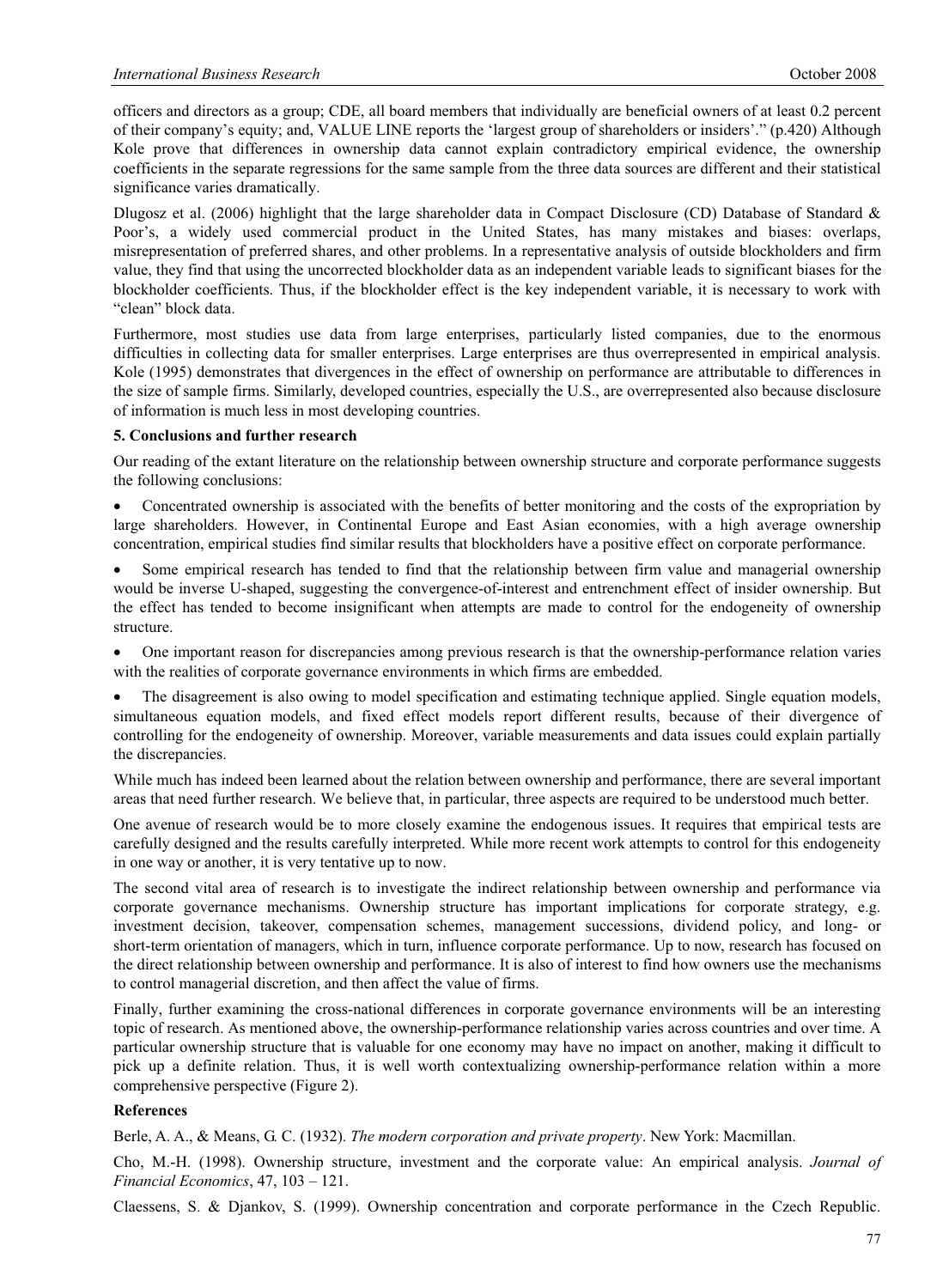officers and directors as a group; CDE, all board members that individually are beneficial owners of at least 0.2 percent of their company's equity; and, VALUE LINE reports the 'largest group of shareholders or insiders'." (p.420) Although Kole prove that differences in ownership data cannot explain contradictory empirical evidence, the ownership coefficients in the separate regressions for the same sample from the three data sources are different and their statistical significance varies dramatically.

Dlugosz et al. (2006) highlight that the large shareholder data in Compact Disclosure (CD) Database of Standard & Poor's, a widely used commercial product in the United States, has many mistakes and biases: overlaps, misrepresentation of preferred shares, and other problems. In a representative analysis of outside blockholders and firm value, they find that using the uncorrected blockholder data as an independent variable leads to significant biases for the blockholder coefficients. Thus, if the blockholder effect is the key independent variable, it is necessary to work with "clean" block data.

Furthermore, most studies use data from large enterprises, particularly listed companies, due to the enormous difficulties in collecting data for smaller enterprises. Large enterprises are thus overrepresented in empirical analysis. Kole (1995) demonstrates that divergences in the effect of ownership on performance are attributable to differences in the size of sample firms. Similarly, developed countries, especially the U.S., are overrepresented also because disclosure of information is much less in most developing countries.

**5. Conclusions and further research**

Our reading of the extant literature on the relationship between ownership structure and corporate performance suggests the following conclusions:

- Concentrated ownership is associated with the benefits of better monitoring and the costs of the expropriation by large shareholders. However, in Continental Europe and East Asian economies, with a high average ownership concentration, empirical studies find similar results that blockholders have a positive effect on corporate performance.
- Some empirical research has tended to find that the relationship between firm value and managerial ownership would be inverse U-shaped, suggesting the convergence-of-interest and entrenchment effect of insider ownership. But the effect has tended to become insignificant when attempts are made to control for the endogeneity of ownership structure.
- One important reason for discrepancies among previous research is that the ownership-performance relation varies with the realities of corporate governance environments in which firms are embedded.
- The disagreement is also owing to model specification and estimating technique applied. Single equation models, simultaneous equation models, and fixed effect models report different results, because of their divergence of controlling for the endogeneity of ownership. Moreover, variable measurements and data issues could explain partially the discrepancies.

While much has indeed been learned about the relation between ownership and performance, there are several important areas that need further research. We believe that, in particular, three aspects are required to be understood much better.

One avenue of research would be to more closely examine the endogenous issues. It requires that empirical tests are carefully designed and the results carefully interpreted. While more recent work attempts to control for this endogeneity in one way or another, it is very tentative up to now.

The second vital area of research is to investigate the indirect relationship between ownership and performance via corporate governance mechanisms. Ownership structure has important implications for corporate strategy, e.g. investment decision, takeover, compensation schemes, management successions, dividend policy, and long- or short-term orientation of managers, which in turn, influence corporate performance. Up to now, research has focused on the direct relationship between ownership and performance. It is also of interest to find how owners use the mechanisms to control managerial discretion, and then affect the value of firms.

Finally, further examining the cross-national differences in corporate governance environments will be an interesting topic of research. As mentioned above, the ownership-performance relationship varies across countries and over time. A particular ownership structure that is valuable for one economy may have no impact on another, making it difficult to pick up a definite relation. Thus, it is well worth contextualizing ownership-performance relation within a more comprehensive perspective (Figure 2).

**References**

Berle, A. A., & Means, G. C. (1932). *The modern corporation and private property*. New York: Macmillan.

Cho, M.-H. (1998). Ownership structure, investment and the corporate value: An empirical analysis. *Journal of Financial Economics*, 47, 103 – 121.

Claessens, S. & Djankov, S. (1999). Ownership concentration and corporate performance in the Czech Republic.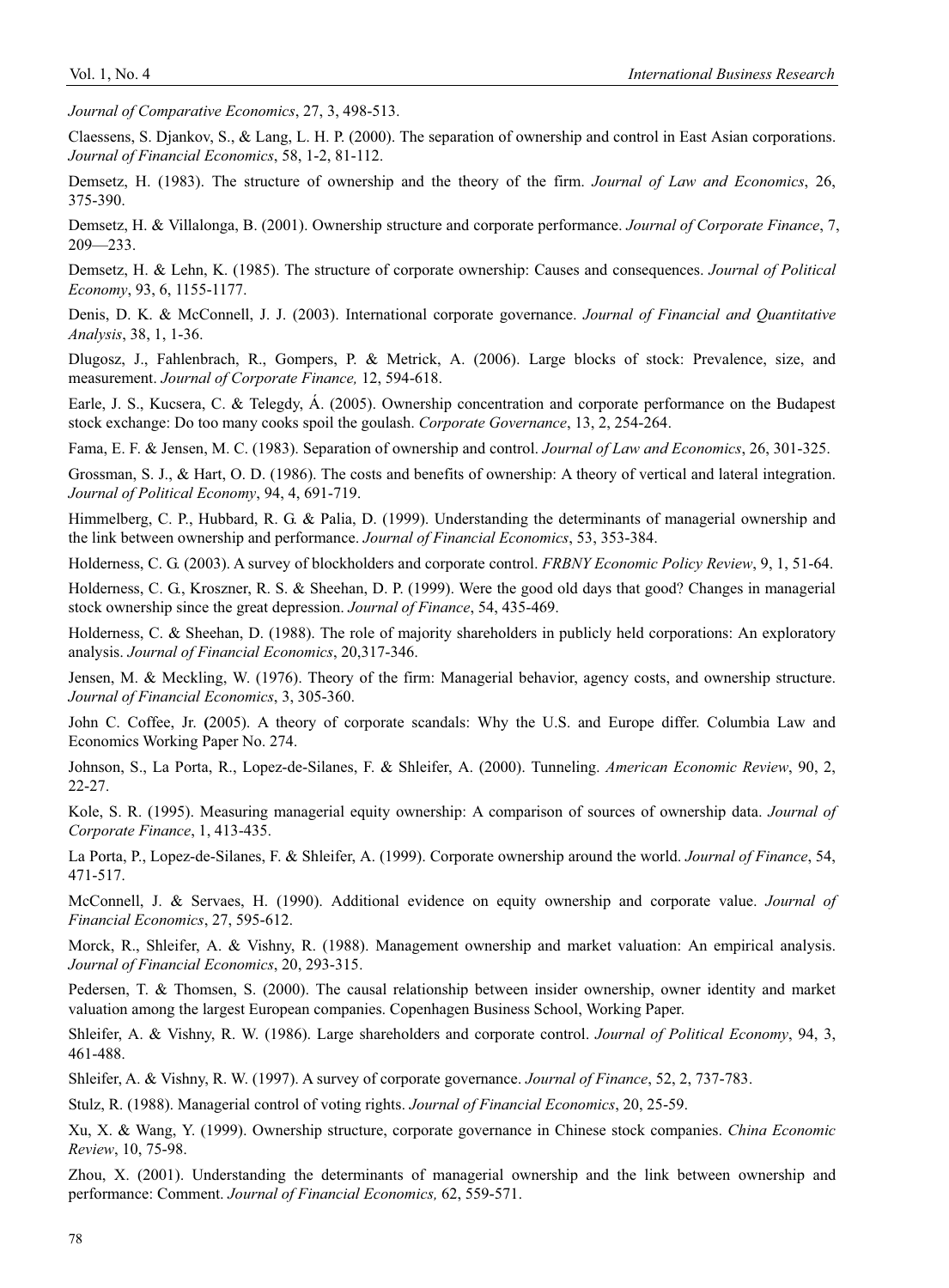*Journal of Comparative Economics*, 27, 3, 498-513.

Claessens, S. Djankov, S., & Lang, L. H. P. (2000). The separation of ownership and control in East Asian corporations. *Journal of Financial Economics*, 58, 1-2, 81-112.

Demsetz, H. (1983). The structure of ownership and the theory of the firm. *Journal of Law and Economics*, 26, 375-390.

Demsetz, H. & Villalonga, B. (2001). Ownership structure and corporate performance. *Journal of Corporate Finance*, 7, 209—233.

Demsetz, H. & Lehn, K. (1985). The structure of corporate ownership: Causes and consequences. *Journal of Political Economy*, 93, 6, 1155-1177.

Denis, D. K. & McConnell, J. J. (2003). International corporate governance. *Journal of Financial and Quantitative Analysis*, 38, 1, 1-36.

Dlugosz, J., Fahlenbrach, R., Gompers, P. & Metrick, A. (2006). Large blocks of stock: Prevalence, size, and measurement. *Journal of Corporate Finance,* 12, 594-618.

Earle, J. S., Kucsera, C. & Telegdy, Á. (2005). Ownership concentration and corporate performance on the Budapest stock exchange: Do too many cooks spoil the goulash. *Corporate Governance*, 13, 2, 254-264.

Fama, E. F. & Jensen, M. C. (1983). Separation of ownership and control. *Journal of Law and Economics*, 26, 301-325.

Grossman, S. J., & Hart, O. D. (1986). The costs and benefits of ownership: A theory of vertical and lateral integration. *Journal of Political Economy*, 94, 4, 691-719.

Himmelberg, C. P., Hubbard, R. G. & Palia, D. (1999). Understanding the determinants of managerial ownership and the link between ownership and performance. *Journal of Financial Economics*, 53, 353-384.

Holderness, C. G. (2003). A survey of blockholders and corporate control. *FRBNY Economic Policy Review*, 9, 1, 51-64.

Holderness, C. G., Kroszner, R. S. & Sheehan, D. P. (1999). Were the good old days that good? Changes in managerial stock ownership since the great depression. *Journal of Finance*, 54, 435-469.

Holderness, C. & Sheehan, D. (1988). The role of majority shareholders in publicly held corporations: An exploratory analysis. *Journal of Financial Economics*, 20,317-346.

Jensen, M. & Meckling, W. (1976). Theory of the firm: Managerial behavior, agency costs, and ownership structure. *Journal of Financial Economics*, 3, 305-360.

John C. Coffee, Jr. **(**2005). A theory of corporate scandals: Why the U.S. and Europe differ. Columbia Law and Economics Working Paper No. 274.

Johnson, S., La Porta, R., Lopez-de-Silanes, F. & Shleifer, A. (2000). Tunneling. *American Economic Review*, 90, 2, 22-27.

Kole, S. R. (1995). Measuring managerial equity ownership: A comparison of sources of ownership data. *Journal of Corporate Finance*, 1, 413-435.

La Porta, P., Lopez-de-Silanes, F. & Shleifer, A. (1999). Corporate ownership around the world. *Journal of Finance*, 54, 471-517.

McConnell, J. & Servaes, H. (1990). Additional evidence on equity ownership and corporate value. *Journal of Financial Economics*, 27, 595-612.

Morck, R., Shleifer, A. & Vishny, R. (1988). Management ownership and market valuation: An empirical analysis. *Journal of Financial Economics*, 20, 293-315.

Pedersen, T. & Thomsen, S. (2000). The causal relationship between insider ownership, owner identity and market valuation among the largest European companies. Copenhagen Business School, Working Paper.

Shleifer, A. & Vishny, R. W. (1986). Large shareholders and corporate control. *Journal of Political Economy*, 94, 3, 461-488.

Shleifer, A. & Vishny, R. W. (1997). A survey of corporate governance. *Journal of Finance*, 52, 2, 737-783.

Stulz, R. (1988). Managerial control of voting rights. *Journal of Financial Economics*, 20, 25-59.

Xu, X. & Wang, Y. (1999). Ownership structure, corporate governance in Chinese stock companies. *China Economic Review*, 10, 75-98.

Zhou, X. (2001). Understanding the determinants of managerial ownership and the link between ownership and performance: Comment. *Journal of Financial Economics,* 62, 559-571.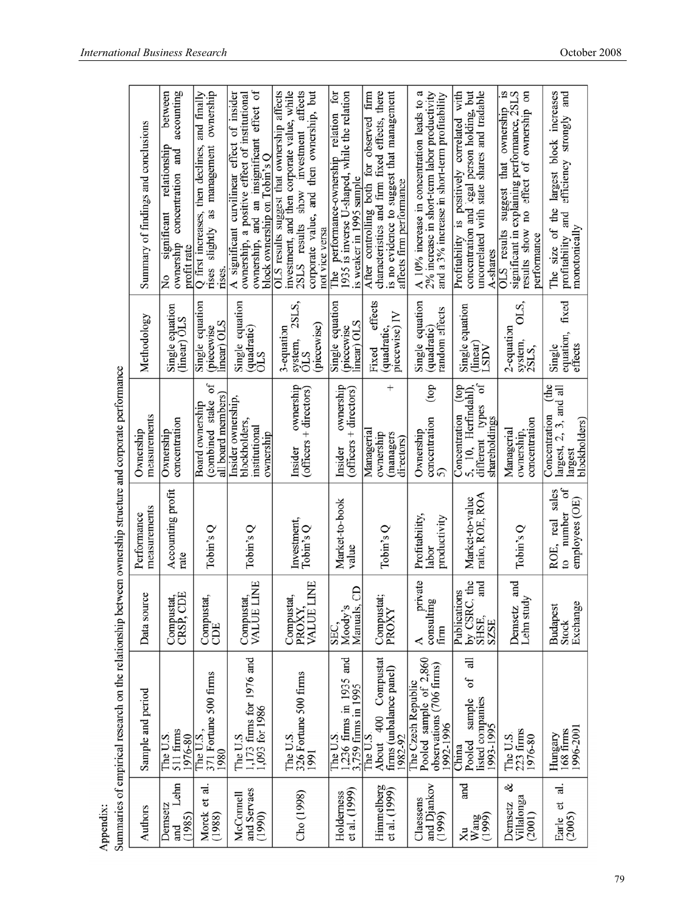Appendix:

Summaries of empirical research on the relationship between ownership structure and corporate performance

| Authors | Sample and period | Data source | Performance measurements | Ownership measurements | Methodology | Summary of findings and conclusions |
|---|---|---|---|---|---|---|
| Demsetz and Lehn (1985) | The U.S. 511 firms 1976-80 | Compustat, CRSP, CDE | Accounting profit rate | Ownership concentration | Single equation (linear) OLS | No significant relationship between ownership concentration and accounting profit rate |
| Morck et al. (1988) | The U.S., 371 Fortune 500 firms 1980 | Compustat, CDE | Tobin's Q | Board ownership (combined stake of all board members) | Single equation (piecewise linear) OLS | Q first increases, then declines, and finally rises slightly as management ownership rises. |
| McConnell and Servaes (1990) | The U.S. 1,173 firms for 1976 and 1,093 for 1986 | Compustat, VALUE LINE | Tobin's Q | Insider ownership, blockholders, institutional ownership | Single equation (quadratic) OLS | A significant curvilinear effect of insider ownership, a positive effect of institutional ownership, and an insignificant effect of block ownership on Tobin's Q |
| Cho (1998) | The U.S. 326 Fortune 500 firms 1991 | Compustat, PROXY, VALUE LINE | Investment, Tobin's Q | Insider ownership (officers + directors) | 3-equation system, 2SLS, OLS (piecewise) | OLS results suggest that ownership affects investment, and then corporate value, while 2SLS results show investment affects corporate value, and then ownership, but not vice versa |
| Holderness et al. (1999) | The U.S. 1,236 firms in 1935 and 3,759 firms in 1995 | SEC, Moody's Manuals, CD | Market-to-book value | Insider ownership (officers + directors) | Single equation (piecewise linear) OLS | The performance-ownership relation for 1935 is inverse U-shaped, while the relation is weaker in 1995 sample |
| Himmelberg et al. (1999) | The U.S. About 400 Compustat firms (unbalance panel) 1982-92 | Compustat; PROXY | Tobin's Q | Managerial ownership (managers + directors) | Fixed effects (quadratic, piecewise) IV | After controlling both for observed firm characteristics and firm fixed effects, there is no evidence to suggest that management affects firm performance |
| Claessens and Djankov (1999) | The Czech Republic Pooled sample of 2,860 observations (706 firms) 1992-1996 | A private consulting firm | Profitability, labor productivity | Ownership concentration (top 5) | Single equation (quadratic) random effects | A 10% increase in concentration leads to a 2% increase in short-term labor productivity and a 3% increase in short-term profitability |
| Xu and Wang (1999) | China Pooled sample of all listed companies 1993-1995 | Publications by CSRC, the SHSE, and SZSE | Market-to-value ratio, ROE, ROA | Concentration (top 5, 10, Herfindahl), different types of shareholdings | Single equation (linear) LSDV | Profitability is positively correlated with concentration and legal person holding, but uncorrelated with state shares and tradable A-shares |
| Demsetz & Villalonga (2001) | The U.S. 223 firms 1976-80 | Demsetz and Lehn study | Tobin's Q | Managerial ownership, concentration | 2-equation system, OLS, 2SLS, | OLS results suggest that ownership is significant in explaining performance, 2SLS results show no effect of ownership on performance |
| Earle et al. (2005) | Hungary 168 firms 1996-2001 | Budapest Stock Exchange | ROE, real sales to number of employees (OE) | Concentration (the largest, 2, 3, and all largest blockholders) | Single equation, fixed effects | The size of the largest block increases profitability and efficiency strongly and monotonically |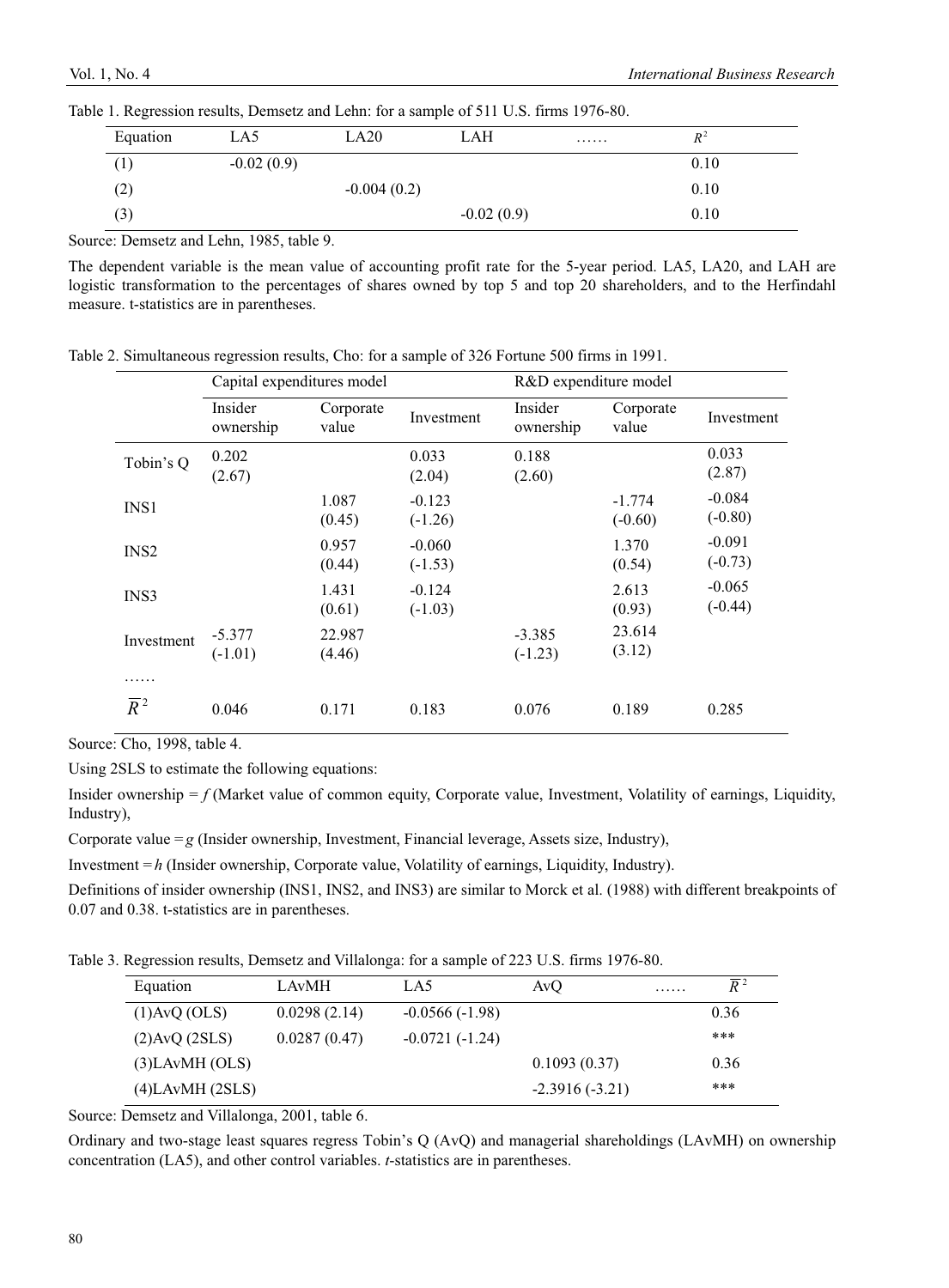Table 1. Regression results, Demsetz and Lehn: for a sample of 511 U.S. firms 1976-80.

| Equation | LA5 | LA20 | LAH | …… | $R^2$ |
|---|---|---|---|---|---|
| (1) | -0.02 (0.9) | | | | 0.10 |
| (2) | | -0.004 (0.2) | | | 0.10 |
| (3) | | | -0.02 (0.9) | | 0.10 |

Source: Demsetz and Lehn, 1985, table 9.

The dependent variable is the mean value of accounting profit rate for the 5-year period. LA5, LA20, and LAH are logistic transformation to the percentages of shares owned by top 5 and top 20 shareholders, and to the Herfindahl measure. t-statistics are in parentheses.

Table 2. Simultaneous regression results, Cho: for a sample of 326 Fortune 500 firms in 1991.

| | Capital expenditures model | | | R&D expenditure model | | |
|---|---|---|---|---|---|---|
| | Insider ownership | Corporate value | Investment | Insider ownership | Corporate value | Investment |
| Tobin's Q | 0.202 (2.67) | | 0.033 (2.04) | 0.188 (2.60) | | 0.033 (2.87) |
| INS1 | | 1.087 (0.45) | -0.123 (-1.26) | | -1.774 (-0.60) | -0.084 (-0.80) |
| INS2 | | 0.957 (0.44) | -0.060 (-1.53) | | 1.370 (0.54) | -0.091 (-0.73) |
| INS3 | | 1.431 (0.61) | -0.124 (-1.03) | | 2.613 (0.93) | -0.065 (-0.44) |
| Investment | -5.377 (-1.01) | 22.987 (4.46) | | -3.385 (-1.23) | 23.614 (3.12) | |
| …… | | | | | | |
| $\overline{R}^2$ | 0.046 | 0.171 | 0.183 | 0.076 | 0.189 | 0.285 |

Source: Cho, 1998, table 4.

Using 2SLS to estimate the following equations:

Insider ownership = *f* (Market value of common equity, Corporate value, Investment, Volatility of earnings, Liquidity, Industry),

Corporate value = *g* (Insider ownership, Investment, Financial leverage, Assets size, Industry),

Investment = *h* (Insider ownership, Corporate value, Volatility of earnings, Liquidity, Industry).

Definitions of insider ownership (INS1, INS2, and INS3) are similar to Morck et al. (1988) with different breakpoints of 0.07 and 0.38. t-statistics are in parentheses.

Table 3. Regression results, Demsetz and Villalonga: for a sample of 223 U.S. firms 1976-80.

| Equation | LAvMH | LA5 | AvQ | …… | $\overline{R}^2$ |
|---|---|---|---|---|---|
| (1)AvQ (OLS) | 0.0298 (2.14) | -0.0566 (-1.98) | | | 0.36 |
| (2)AvQ (2SLS) | 0.0287 (0.47) | -0.0721 (-1.24) | | | *** |
| (3)LAvMH (OLS) | | | 0.1093 (0.37) | | 0.36 |
| (4)LAvMH (2SLS) | | | -2.3916 (-3.21) | | *** |

Source: Demsetz and Villalonga, 2001, table 6.

Ordinary and two-stage least squares regress Tobin's Q (AvQ) and managerial shareholdings (LAvMH) on ownership concentration (LA5), and other control variables. *t*-statistics are in parentheses.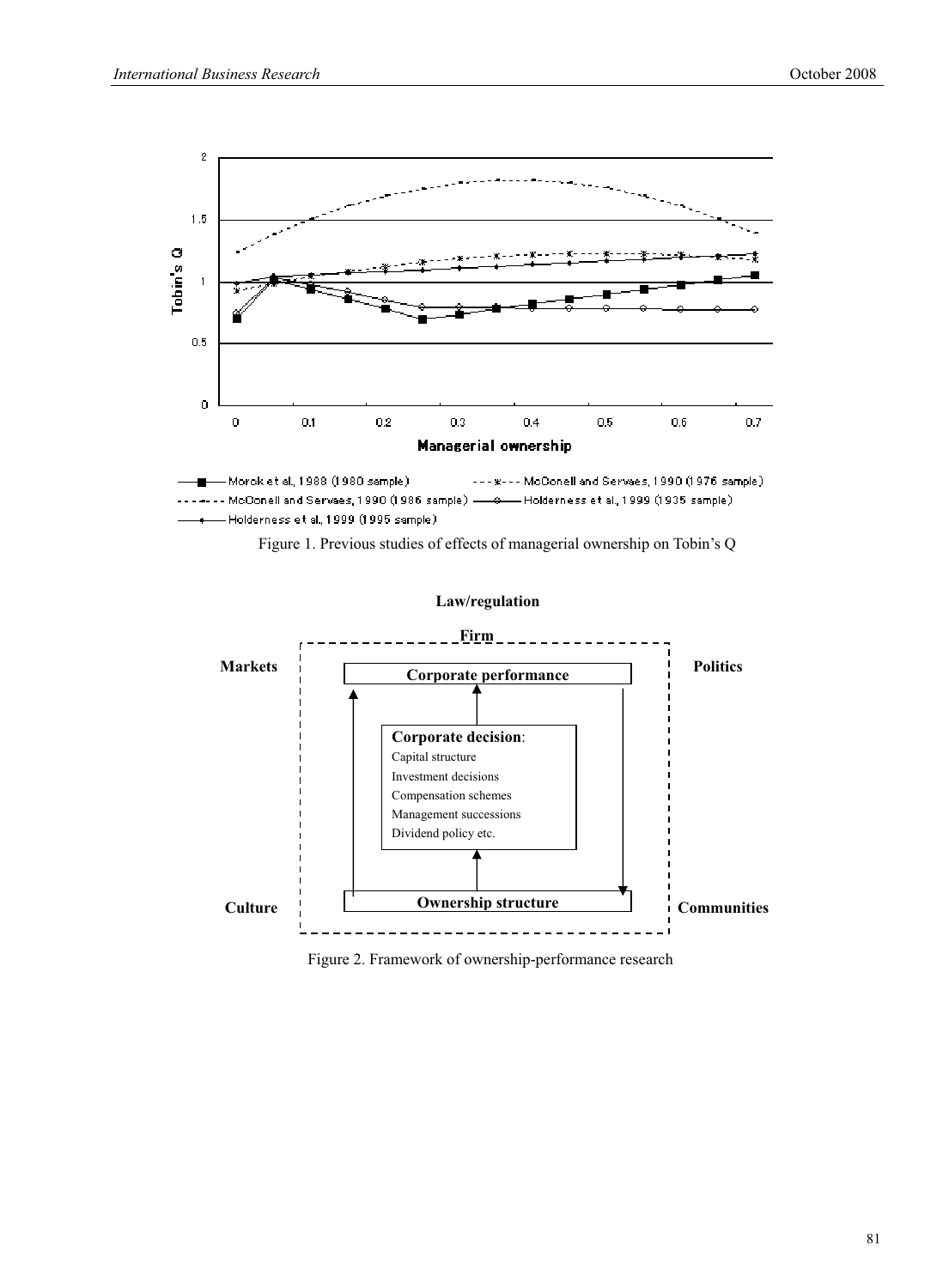2

1.5

Tobin's Q

1

0.5

0

0 0.1 0.2 0.3 0.4 0.5 0.6 0.7

Managerial ownership

Morck et al., 1988 (1980 sample) --- McConell and Servaes, 1990 (1976 sample)

McConell and Servaes, 1990 (1986 sample) Holderness et al., 1999 (1935 sample)

Holderness et al., 1999 (1995 sample)

Figure 1. Previous studies of effects of managerial ownership on Tobin's Q

Law/regulation

Firm

Markets

Corporate performance

Politics

**Corporate decision**:
Capital structure
Investment decisions
Compensation schemes
Management successions
Dividend policy etc.

Culture

Ownership structure

Communities

Figure 2. Framework of ownership-performance research